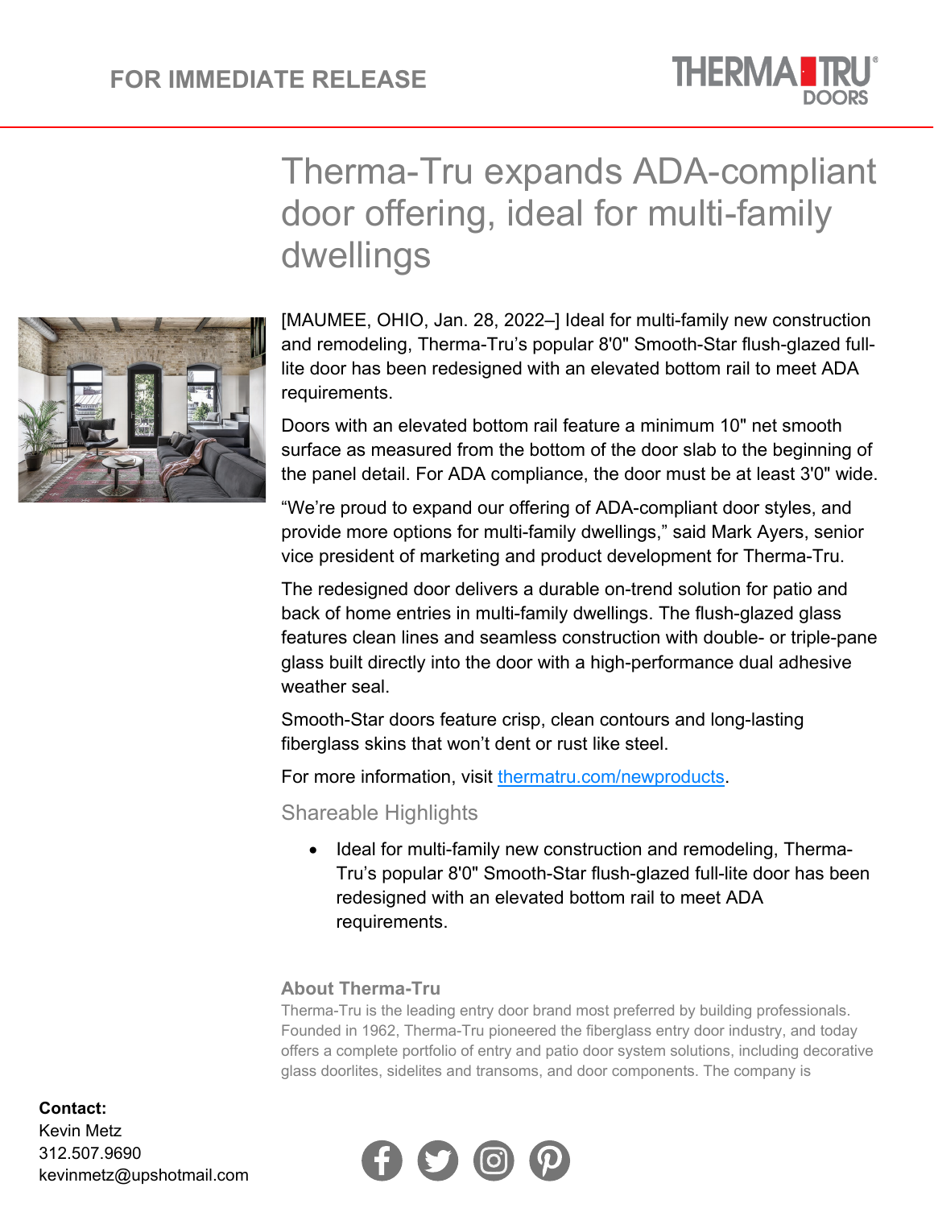FOR IMMEDIATE RELEASE

# Therma-Tru expands ADA-compliant door offering, ideal for multi-family dwellings

[MAUMEE, OHIO, Jan. 28, 2022–] Ideal for multi-family new construction and remodeling, Therma-Tru's popular 8'0" Smooth-Star flush-glazed full-lite door has been redesigned with an elevated bottom rail to meet ADA requirements.

Doors with an elevated bottom rail feature a minimum 10" net smooth surface as measured from the bottom of the door slab to the beginning of the panel detail. For ADA compliance, the door must be at least 3'0" wide.

"We're proud to expand our offering of ADA-compliant door styles, and provide more options for multi-family dwellings," said Mark Ayers, senior vice president of marketing and product development for Therma-Tru.

The redesigned door delivers a durable on-trend solution for patio and back of home entries in multi-family dwellings. The flush-glazed glass features clean lines and seamless construction with double- or triple-pane glass built directly into the door with a high-performance dual adhesive weather seal.

Smooth-Star doors feature crisp, clean contours and long-lasting fiberglass skins that won't dent or rust like steel.

For more information, visit [thermatru.com/newproducts](thermatru.com/newproducts).

## Shareable Highlights

- Ideal for multi-family new construction and remodeling, Therma-Tru's popular 8'0" Smooth-Star flush-glazed full-lite door has been redesigned with an elevated bottom rail to meet ADA requirements.

### About Therma-Tru

Therma-Tru is the leading entry door brand most preferred by building professionals. Founded in 1962, Therma-Tru pioneered the fiberglass entry door industry, and today offers a complete portfolio of entry and patio door system solutions, including decorative glass doorlites, sidelites and transoms, and door components. The company is

**Contact:**
Kevin Metz
312.507.9690
kevinmetz@upshotmail.com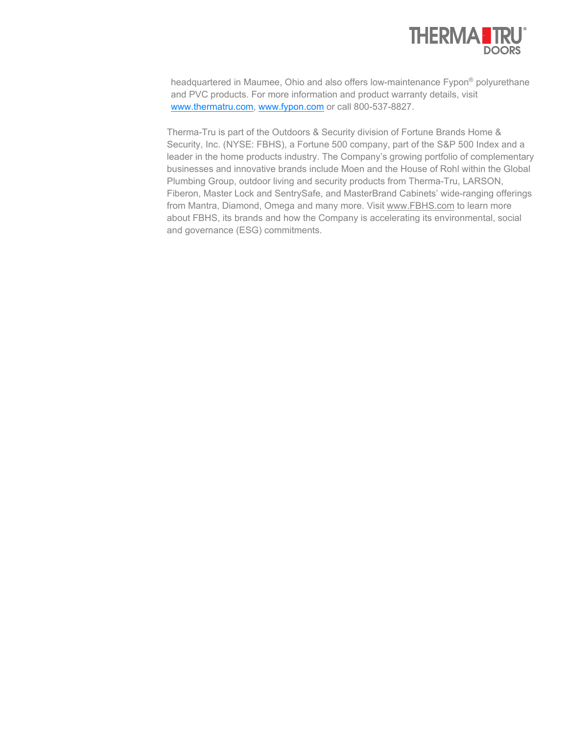headquartered in Maumee, Ohio and also offers low-maintenance Fypon® polyurethane and PVC products. For more information and product warranty details, visit www.thermatru.com, www.fypon.com or call 800-537-8827.

Therma-Tru is part of the Outdoors & Security division of Fortune Brands Home & Security, Inc. (NYSE: FBHS), a Fortune 500 company, part of the S&P 500 Index and a leader in the home products industry. The Company's growing portfolio of complementary businesses and innovative brands include Moen and the House of Rohl within the Global Plumbing Group, outdoor living and security products from Therma-Tru, LARSON, Fiberon, Master Lock and SentrySafe, and MasterBrand Cabinets' wide-ranging offerings from Mantra, Diamond, Omega and many more. Visit www.FBHS.com to learn more about FBHS, its brands and how the Company is accelerating its environmental, social and governance (ESG) commitments.